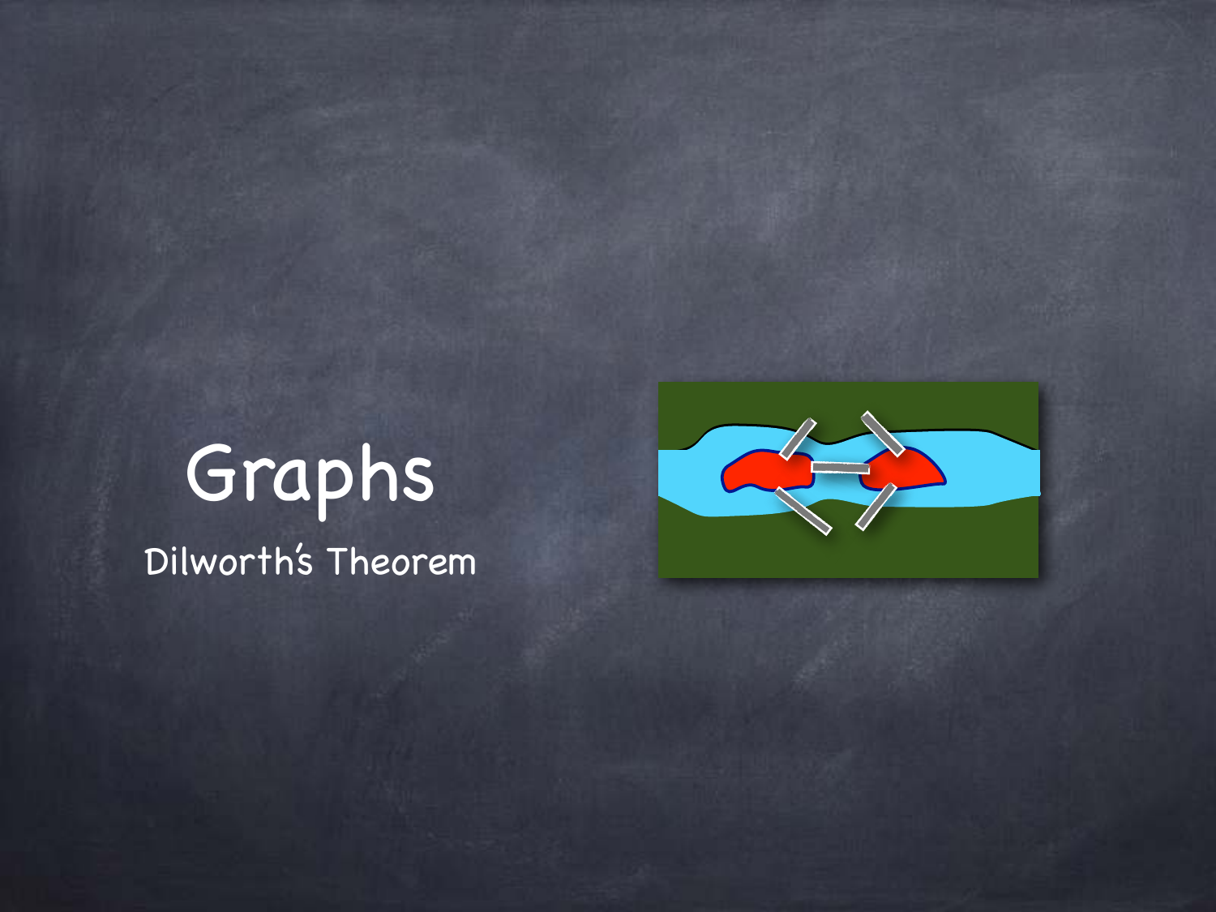# Graphs

## Dilworth's Theorem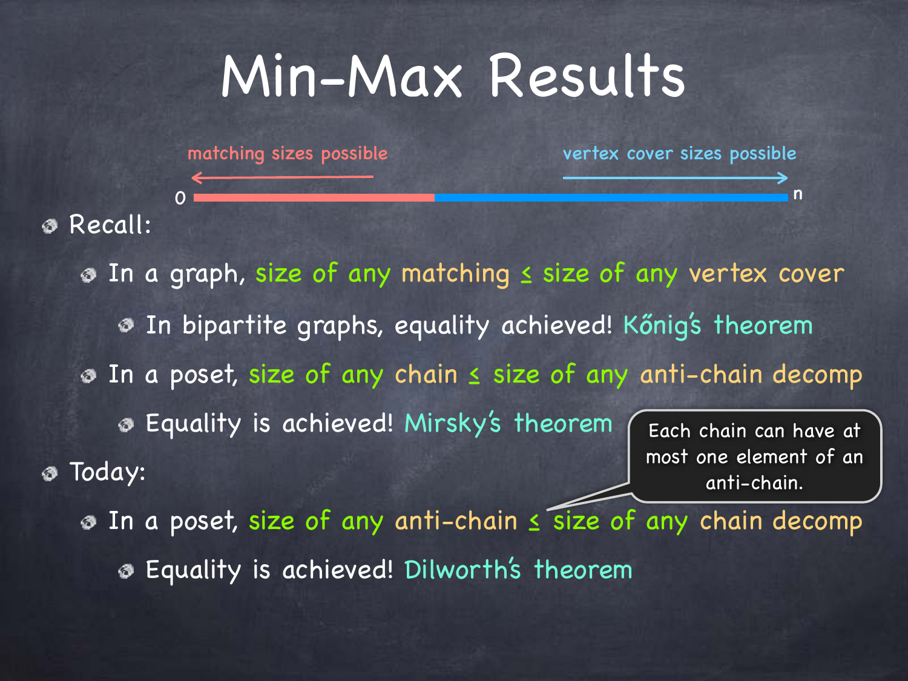# Min-Max Results

matching sizes possible ← 0 —— n → vertex cover sizes possible

- Recall:
  - In a graph, size of any matching ≤ size of any vertex cover
    - In bipartite graphs, equality achieved! Kőnig's theorem
  - In a poset, size of any chain ≤ size of any anti-chain decomp
    - Equality is achieved! Mirsky's theorem
- Today:
  - In a poset, size of any anti-chain ≤ size of any chain decomp
    - Equality is achieved! Dilworth's theorem

Each chain can have at most one element of an anti-chain.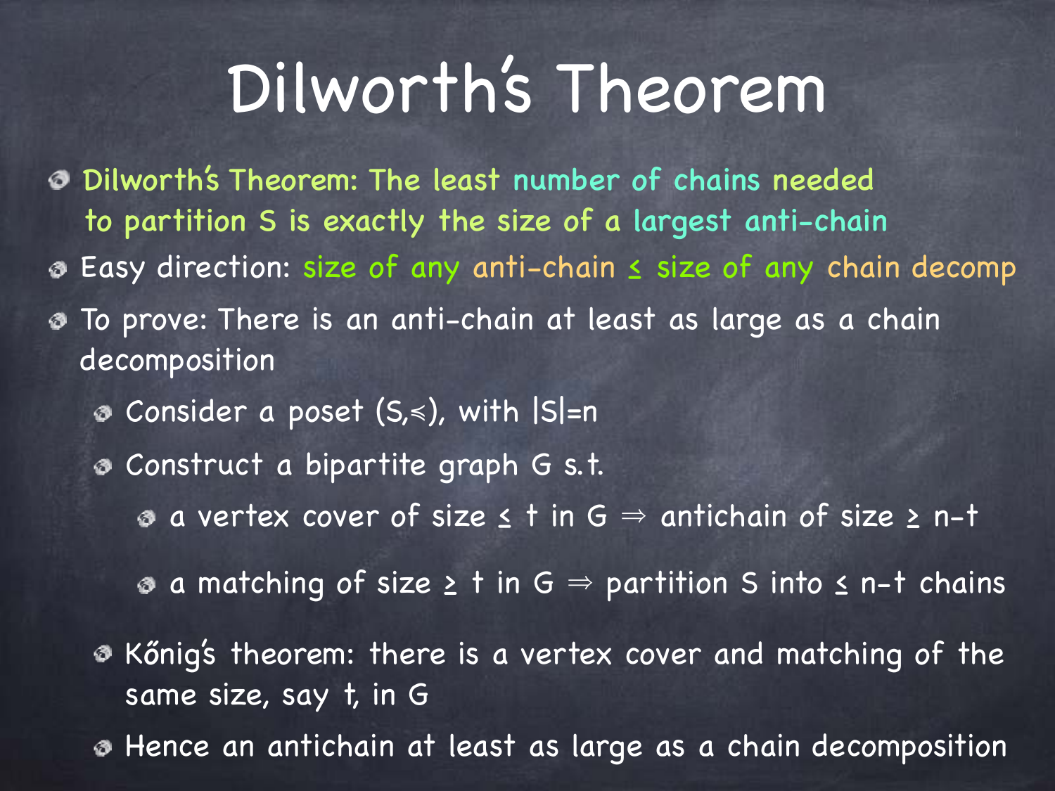# Dilworth's Theorem

- Dilworth's Theorem: The least number of chains needed to partition S is exactly the size of a largest anti-chain
- Easy direction: size of any anti-chain $\leq$ size of any chain decomp
- To prove: There is an anti-chain at least as large as a chain decomposition
  - Consider a poset $(S,\preccurlyeq)$, with $|S|=n$
  - Construct a bipartite graph G s.t.
    - a vertex cover of size $\leq t$ in G $\Rightarrow$ antichain of size $\geq n-t$
    - a matching of size $\geq t$ in G $\Rightarrow$ partition S into $\leq n-t$ chains
  - Kőnig's theorem: there is a vertex cover and matching of the same size, say t, in G
  - Hence an antichain at least as large as a chain decomposition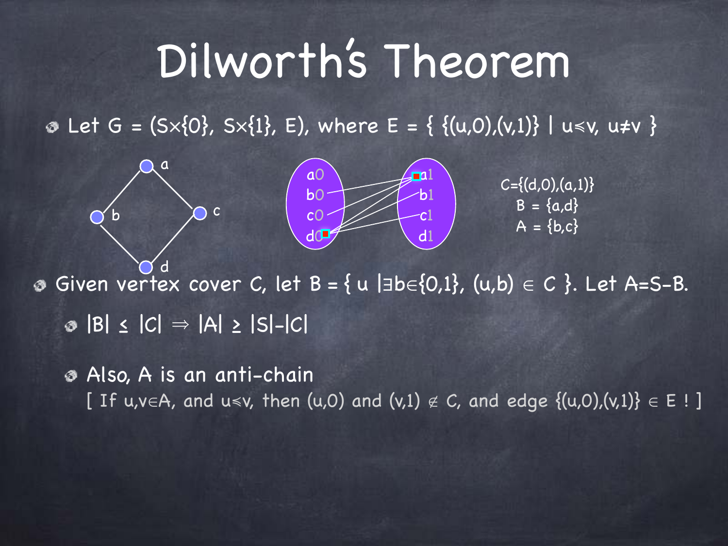# Dilworth's Theorem

- Let $G = (S\times\{0\}, S\times\{1\}, E)$, where $E = \{ \{(u,0),(v,1)\} \mid u \preccurlyeq v,\ u \neq v \}$

$C=\{(d,0),(a,1)\}$

$B = \{a,d\}$

$A = \{b,c\}$

- Given vertex cover C, let $B = \{ u \mid \exists b \in \{0,1\},\ (u,b) \in C \}$. Let $A=S-B$.
  - $|B| \leq |C| \Rightarrow |A| \geq |S|-|C|$
  - Also, A is an anti-chain
    [ If $u,v \in A$, and $u \preccurlyeq v$, then $(u,0)$ and $(v,1) \notin C$, and edge $\{(u,0),(v,1)\} \in E$ ! ]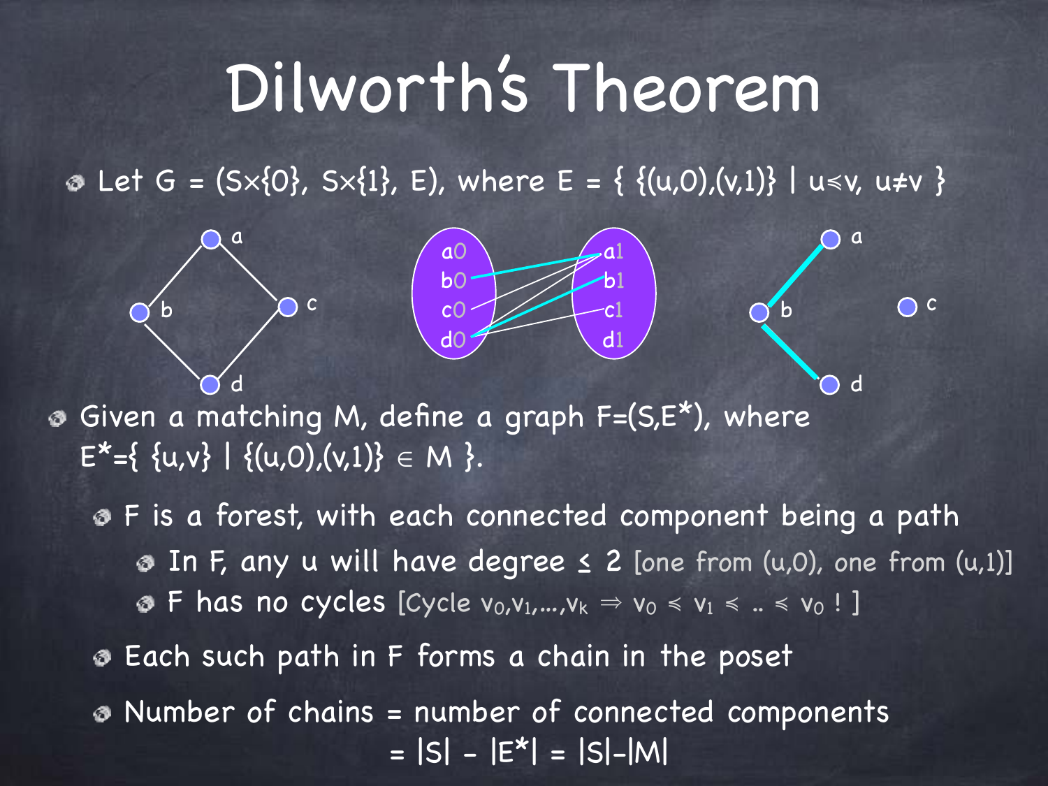# Dilworth's Theorem

- Let $G = (S \times \{0\}, S \times \{1\}, E)$, where $E = \{ \{(u,0),(v,1)\} \mid u \preccurlyeq v, u \neq v \}$

- Given a matching M, define a graph $F=(S,E^*)$, where $E^*=\{ \{u,v\} \mid \{(u,0),(v,1)\} \in M \}$.
  - F is a forest, with each connected component being a path
    - In F, any u will have degree $\leq 2$ [one from (u,0), one from (u,1)]
    - F has no cycles [Cycle $v_0,v_1,\ldots,v_k \Rightarrow v_0 \preccurlyeq v_1 \preccurlyeq .. \preccurlyeq v_0$ ! ]
  - Each such path in F forms a chain in the poset
  - Number of chains = number of connected components $= |S| - |E^*| = |S|-|M|$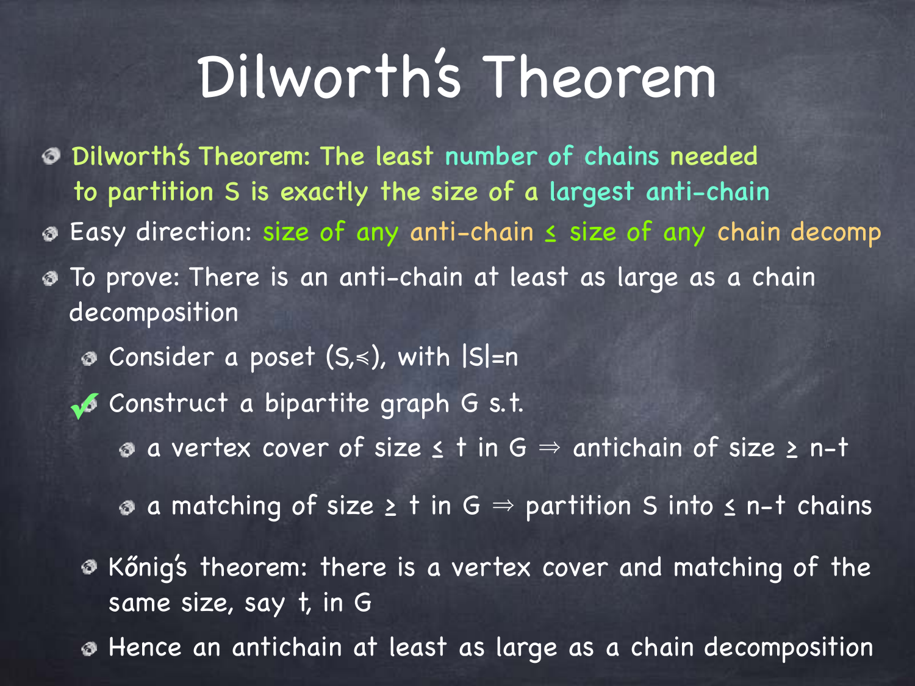# Dilworth's Theorem

- Dilworth's Theorem: The least number of chains needed to partition S is exactly the size of a largest anti-chain
- Easy direction: size of any anti-chain $\leq$ size of any chain decomp
- To prove: There is an anti-chain at least as large as a chain decomposition
  - Consider a poset $(S, \preccurlyeq)$, with $|S|=n$
  - ✓ Construct a bipartite graph G s.t.
    - a vertex cover of size $\leq t$ in G $\Rightarrow$ antichain of size $\geq n-t$
    - a matching of size $\geq t$ in G $\Rightarrow$ partition S into $\leq n-t$ chains
  - Kőnig's theorem: there is a vertex cover and matching of the same size, say t, in G
  - Hence an antichain at least as large as a chain decomposition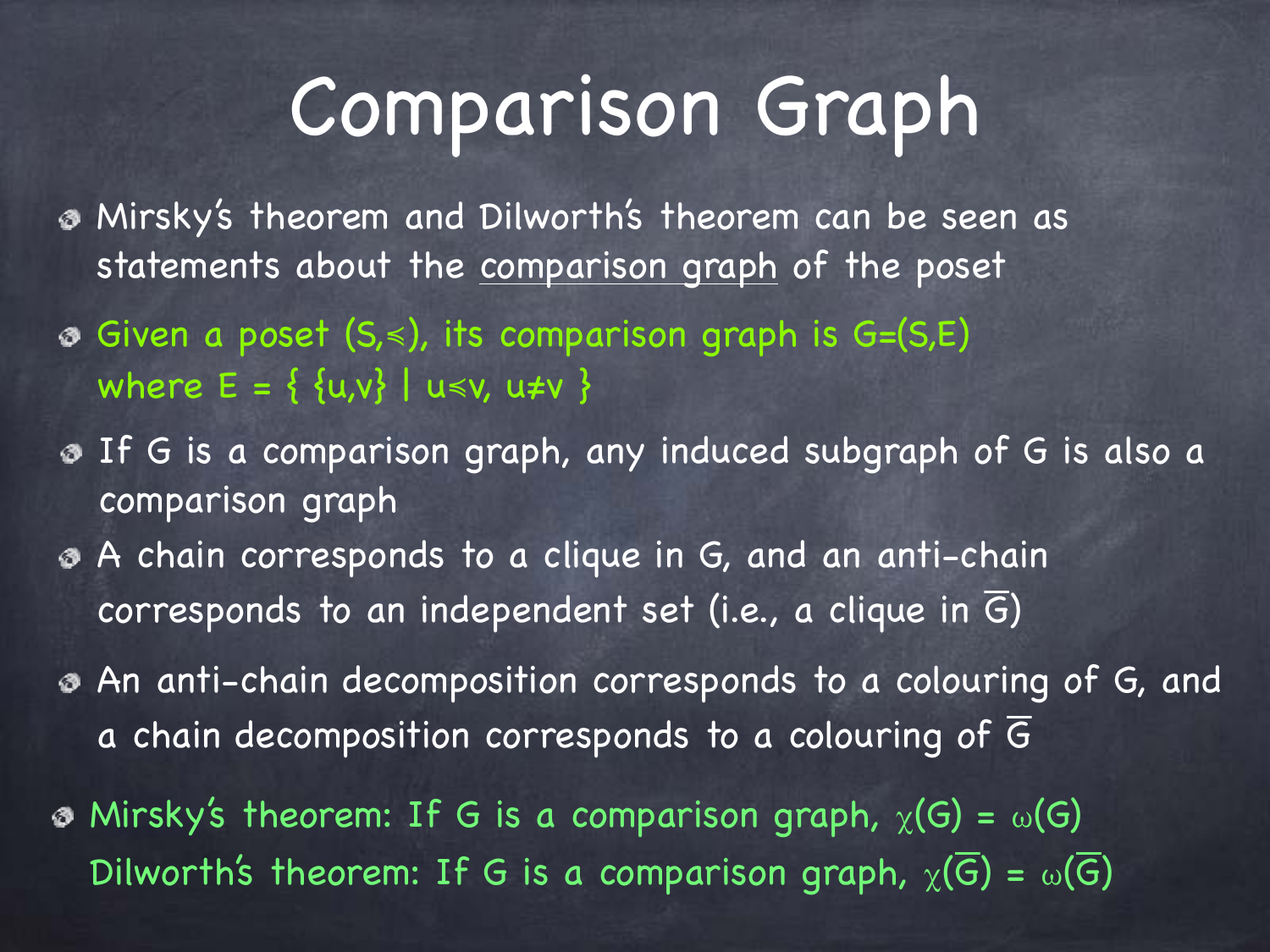# Comparison Graph

- Mirsky's theorem and Dilworth's theorem can be seen as statements about the <u>comparison graph</u> of the poset
- Given a poset $(S,\preccurlyeq)$, its comparison graph is $G=(S,E)$ where $E = \{ \{u,v\} \mid u \preccurlyeq v, u \neq v \}$
- If G is a comparison graph, any induced subgraph of G is also a comparison graph
- A chain corresponds to a clique in G, and an anti-chain corresponds to an independent set (i.e., a clique in $\overline{G}$)
- An anti-chain decomposition corresponds to a colouring of G, and a chain decomposition corresponds to a colouring of $\overline{G}$
- Mirsky's theorem: If G is a comparison graph, $\chi(G) = \omega(G)$
  Dilworth's theorem: If G is a comparison graph, $\chi(\overline{G}) = \omega(\overline{G})$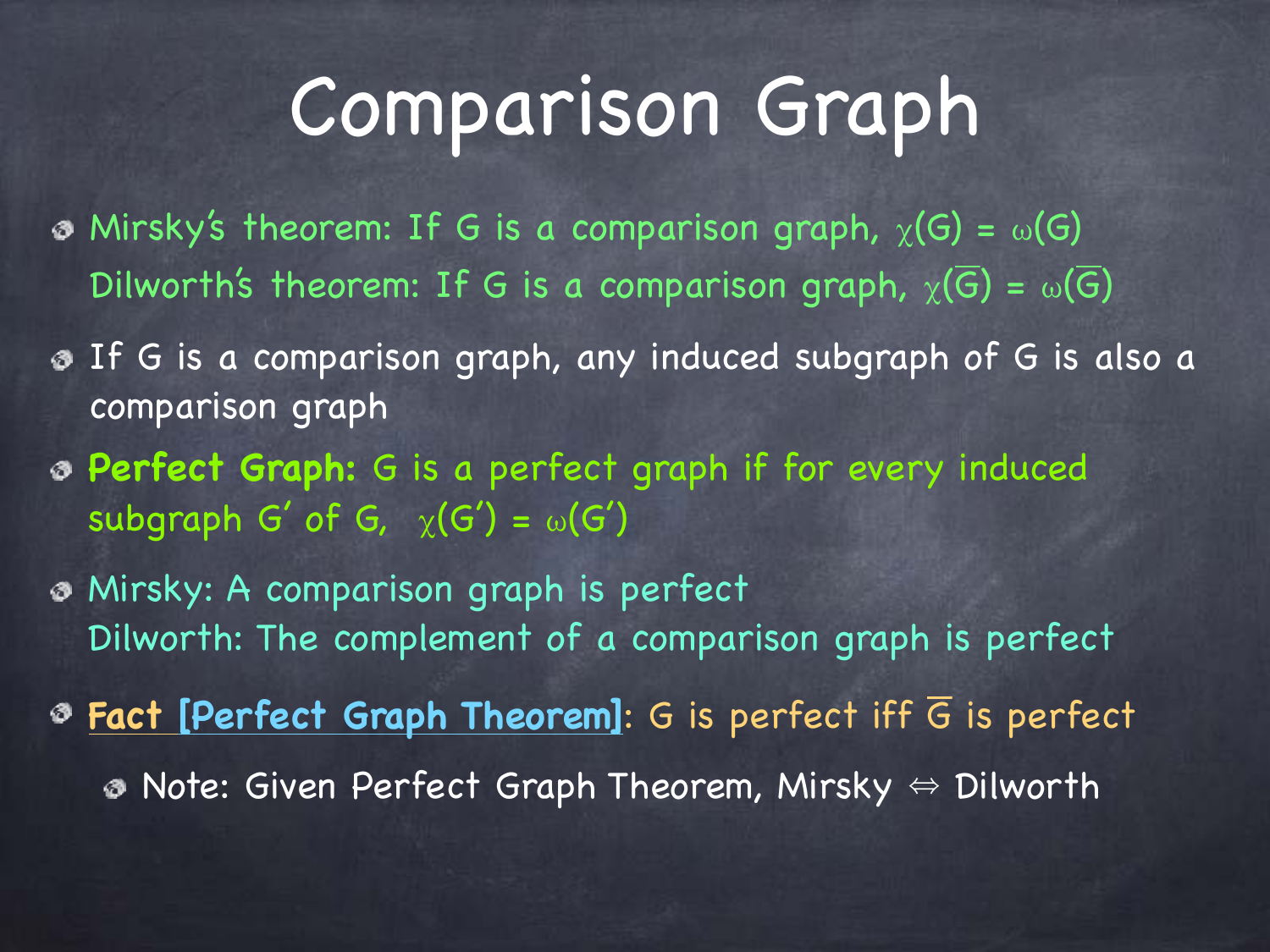# Comparison Graph

- Mirsky's theorem: If G is a comparison graph, $\chi(G) = \omega(G)$
  Dilworth's theorem: If G is a comparison graph, $\chi(\overline{G}) = \omega(\overline{G})$
- If G is a comparison graph, any induced subgraph of G is also a comparison graph
- **Perfect Graph:** G is a perfect graph if for every induced subgraph G' of G, $\chi(G') = \omega(G')$
- Mirsky: A comparison graph is perfect
  Dilworth: The complement of a comparison graph is perfect
- **Fact [Perfect Graph Theorem]**: G is perfect iff $\overline{G}$ is perfect
  - Note: Given Perfect Graph Theorem, Mirsky $\Leftrightarrow$ Dilworth